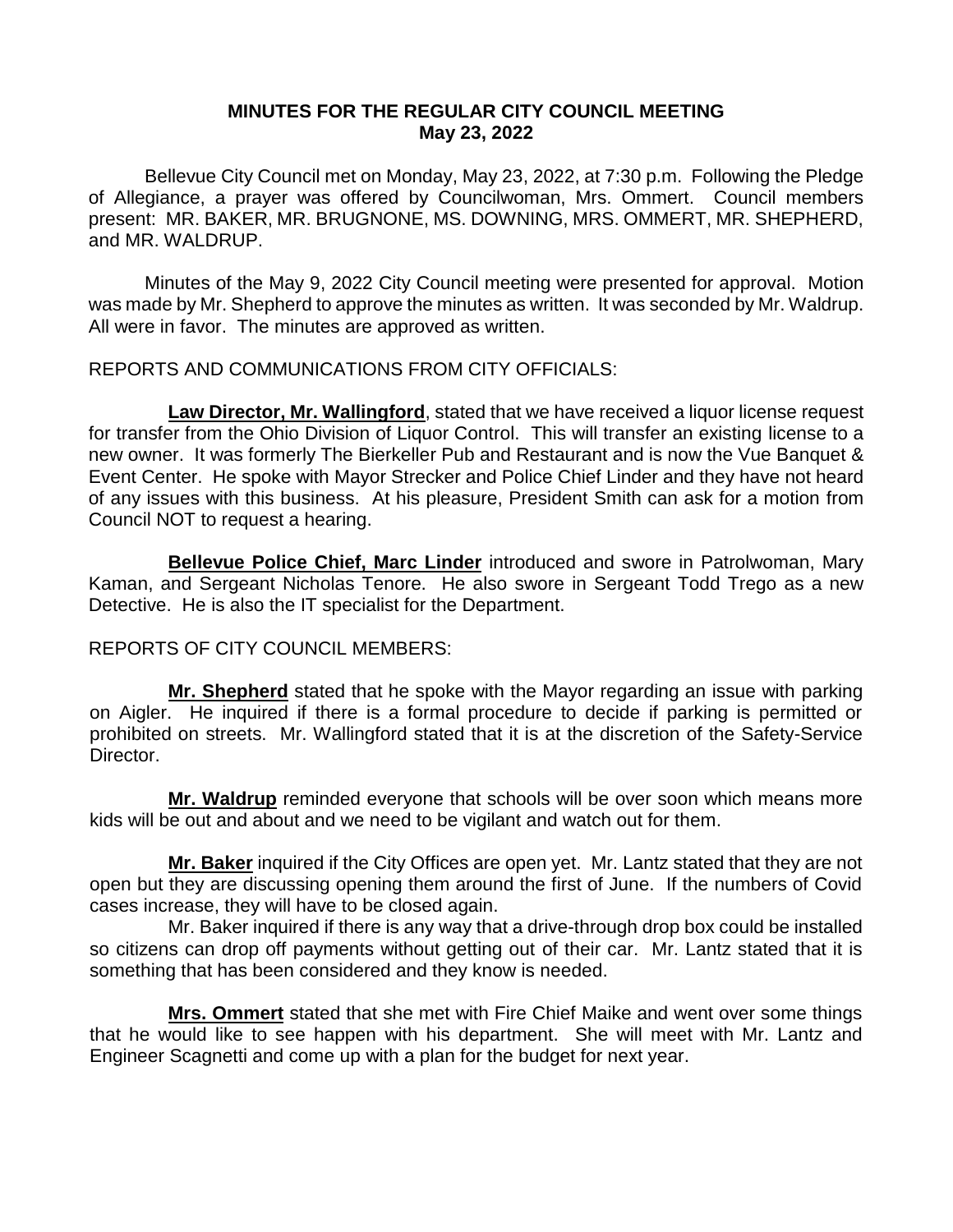# MINUTES FOR THE REGULAR CITY COUNCIL MEETING
## May 23, 2022

Bellevue City Council met on Monday, May 23, 2022, at 7:30 p.m. Following the Pledge of Allegiance, a prayer was offered by Councilwoman, Mrs. Ommert. Council members present: MR. BAKER, MR. BRUGNONE, MS. DOWNING, MRS. OMMERT, MR. SHEPHERD, and MR. WALDRUP.

Minutes of the May 9, 2022 City Council meeting were presented for approval. Motion was made by Mr. Shepherd to approve the minutes as written. It was seconded by Mr. Waldrup. All were in favor. The minutes are approved as written.

REPORTS AND COMMUNICATIONS FROM CITY OFFICIALS:

**Law Director, Mr. Wallingford**, stated that we have received a liquor license request for transfer from the Ohio Division of Liquor Control. This will transfer an existing license to a new owner. It was formerly The Bierkeller Pub and Restaurant and is now the Vue Banquet & Event Center. He spoke with Mayor Strecker and Police Chief Linder and they have not heard of any issues with this business. At his pleasure, President Smith can ask for a motion from Council NOT to request a hearing.

**Bellevue Police Chief, Marc Linder** introduced and swore in Patrolwoman, Mary Kaman, and Sergeant Nicholas Tenore. He also swore in Sergeant Todd Trego as a new Detective. He is also the IT specialist for the Department.

REPORTS OF CITY COUNCIL MEMBERS:

**Mr. Shepherd** stated that he spoke with the Mayor regarding an issue with parking on Aigler. He inquired if there is a formal procedure to decide if parking is permitted or prohibited on streets. Mr. Wallingford stated that it is at the discretion of the Safety-Service Director.

**Mr. Waldrup** reminded everyone that schools will be over soon which means more kids will be out and about and we need to be vigilant and watch out for them.

**Mr. Baker** inquired if the City Offices are open yet. Mr. Lantz stated that they are not open but they are discussing opening them around the first of June. If the numbers of Covid cases increase, they will have to be closed again.

Mr. Baker inquired if there is any way that a drive-through drop box could be installed so citizens can drop off payments without getting out of their car. Mr. Lantz stated that it is something that has been considered and they know is needed.

**Mrs. Ommert** stated that she met with Fire Chief Maike and went over some things that he would like to see happen with his department. She will meet with Mr. Lantz and Engineer Scagnetti and come up with a plan for the budget for next year.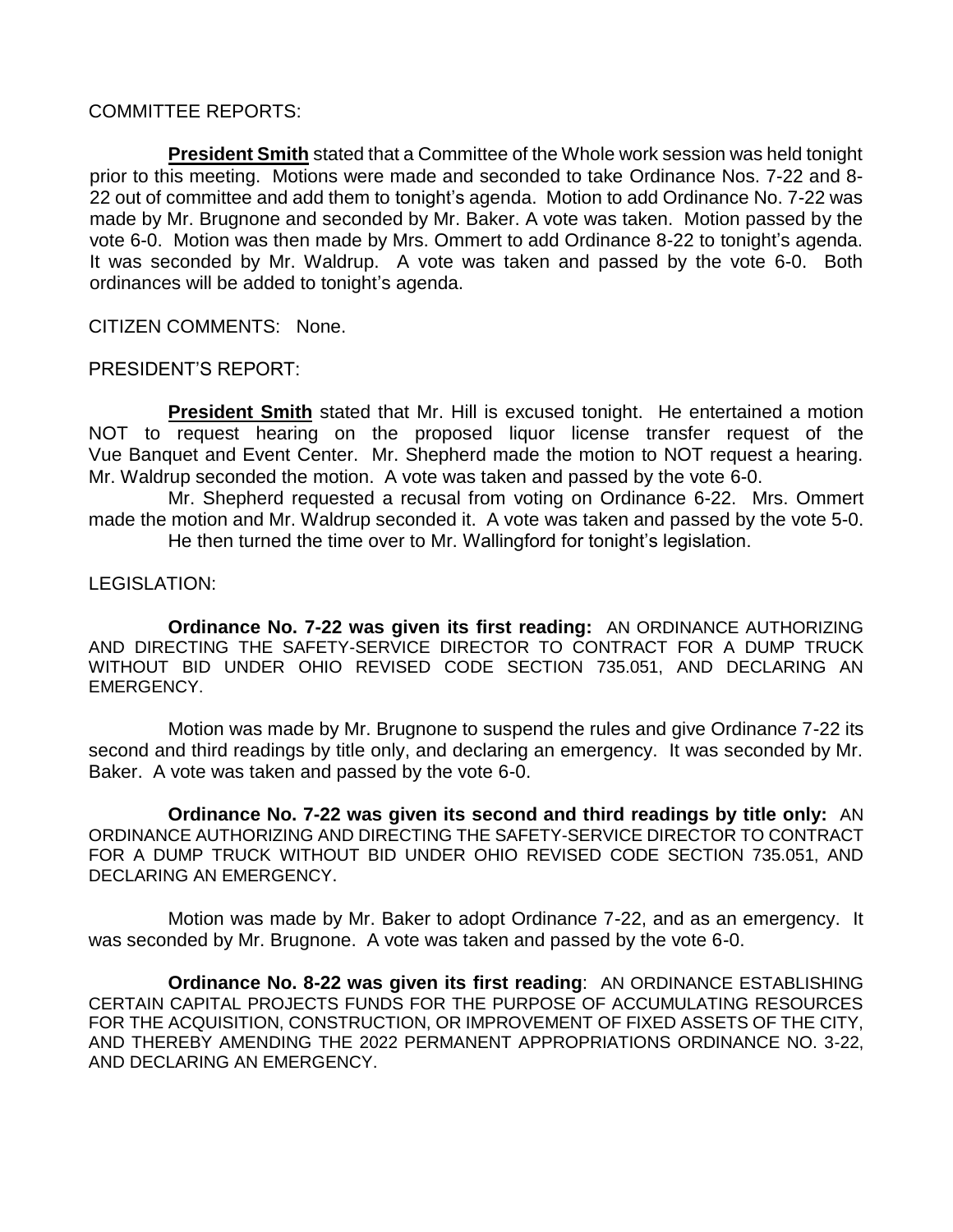COMMITTEE REPORTS:

**President Smith** stated that a Committee of the Whole work session was held tonight prior to this meeting. Motions were made and seconded to take Ordinance Nos. 7-22 and 8-22 out of committee and add them to tonight's agenda. Motion to add Ordinance No. 7-22 was made by Mr. Brugnone and seconded by Mr. Baker. A vote was taken. Motion passed by the vote 6-0. Motion was then made by Mrs. Ommert to add Ordinance 8-22 to tonight's agenda. It was seconded by Mr. Waldrup. A vote was taken and passed by the vote 6-0. Both ordinances will be added to tonight's agenda.

CITIZEN COMMENTS: None.

PRESIDENT'S REPORT:

**President Smith** stated that Mr. Hill is excused tonight. He entertained a motion NOT to request hearing on the proposed liquor license transfer request of the Vue Banquet and Event Center. Mr. Shepherd made the motion to NOT request a hearing. Mr. Waldrup seconded the motion. A vote was taken and passed by the vote 6-0.

Mr. Shepherd requested a recusal from voting on Ordinance 6-22. Mrs. Ommert made the motion and Mr. Waldrup seconded it. A vote was taken and passed by the vote 5-0.

He then turned the time over to Mr. Wallingford for tonight's legislation.

LEGISLATION:

**Ordinance No. 7-22 was given its first reading:** AN ORDINANCE AUTHORIZING AND DIRECTING THE SAFETY-SERVICE DIRECTOR TO CONTRACT FOR A DUMP TRUCK WITHOUT BID UNDER OHIO REVISED CODE SECTION 735.051, AND DECLARING AN EMERGENCY.

Motion was made by Mr. Brugnone to suspend the rules and give Ordinance 7-22 its second and third readings by title only, and declaring an emergency. It was seconded by Mr. Baker. A vote was taken and passed by the vote 6-0.

**Ordinance No. 7-22 was given its second and third readings by title only:** AN ORDINANCE AUTHORIZING AND DIRECTING THE SAFETY-SERVICE DIRECTOR TO CONTRACT FOR A DUMP TRUCK WITHOUT BID UNDER OHIO REVISED CODE SECTION 735.051, AND DECLARING AN EMERGENCY.

Motion was made by Mr. Baker to adopt Ordinance 7-22, and as an emergency. It was seconded by Mr. Brugnone. A vote was taken and passed by the vote 6-0.

**Ordinance No. 8-22 was given its first reading**: AN ORDINANCE ESTABLISHING CERTAIN CAPITAL PROJECTS FUNDS FOR THE PURPOSE OF ACCUMULATING RESOURCES FOR THE ACQUISITION, CONSTRUCTION, OR IMPROVEMENT OF FIXED ASSETS OF THE CITY, AND THEREBY AMENDING THE 2022 PERMANENT APPROPRIATIONS ORDINANCE NO. 3-22, AND DECLARING AN EMERGENCY.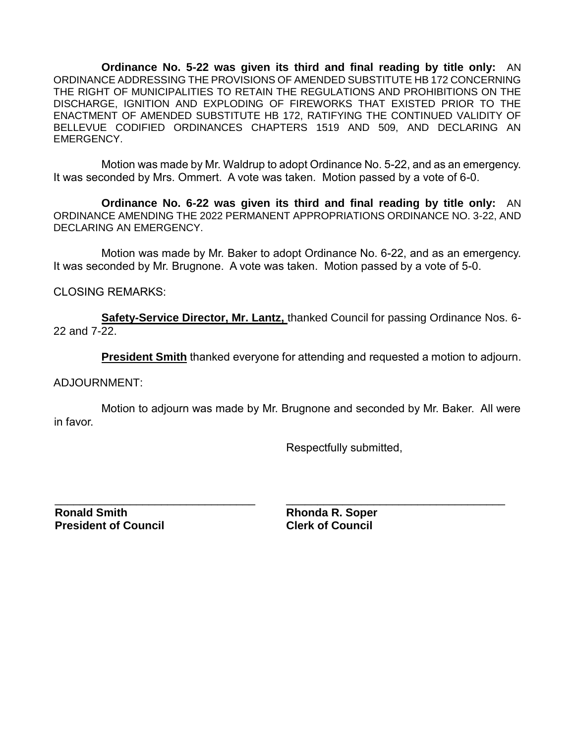**Ordinance No. 5-22 was given its third and final reading by title only:** AN ORDINANCE ADDRESSING THE PROVISIONS OF AMENDED SUBSTITUTE HB 172 CONCERNING THE RIGHT OF MUNICIPALITIES TO RETAIN THE REGULATIONS AND PROHIBITIONS ON THE DISCHARGE, IGNITION AND EXPLODING OF FIREWORKS THAT EXISTED PRIOR TO THE ENACTMENT OF AMENDED SUBSTITUTE HB 172, RATIFYING THE CONTINUED VALIDITY OF BELLEVUE CODIFIED ORDINANCES CHAPTERS 1519 AND 509, AND DECLARING AN EMERGENCY.

Motion was made by Mr. Waldrup to adopt Ordinance No. 5-22, and as an emergency. It was seconded by Mrs. Ommert. A vote was taken. Motion passed by a vote of 6-0.

**Ordinance No. 6-22 was given its third and final reading by title only:** AN ORDINANCE AMENDING THE 2022 PERMANENT APPROPRIATIONS ORDINANCE NO. 3-22, AND DECLARING AN EMERGENCY.

Motion was made by Mr. Baker to adopt Ordinance No. 6-22, and as an emergency. It was seconded by Mr. Brugnone. A vote was taken. Motion passed by a vote of 5-0.

CLOSING REMARKS:

**Safety-Service Director, Mr. Lantz,** thanked Council for passing Ordinance Nos. 6-22 and 7-22.

**President Smith** thanked everyone for attending and requested a motion to adjourn.

ADJOURNMENT:

Motion to adjourn was made by Mr. Brugnone and seconded by Mr. Baker. All were in favor.

Respectfully submitted,

| | |
|---|---|
| **Ronald Smith** | **Rhonda R. Soper** |
| **President of Council** | **Clerk of Council** |